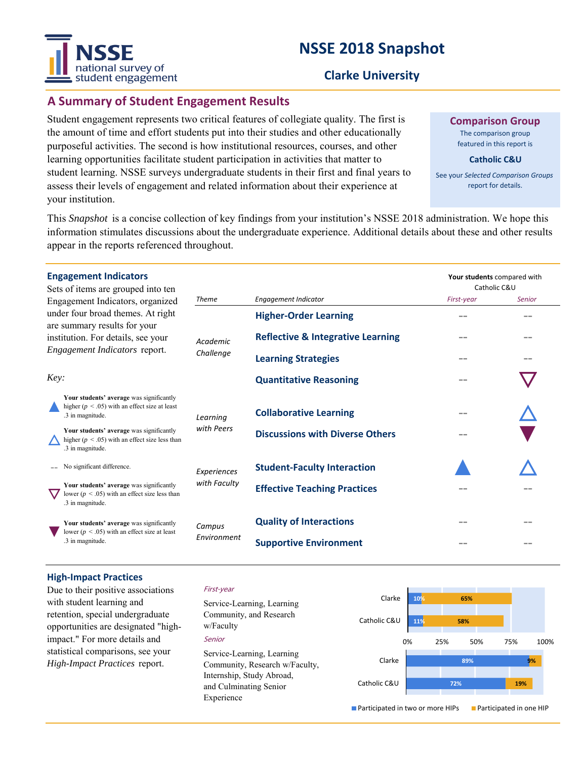# NSSE 2018 Snapshot

## Clarke University

## A Summary of Student Engagement Results

Student engagement represents two critical features of collegiate quality. The first is the amount of time and effort students put into their studies and other educationally purposeful activities. The second is how institutional resources, courses, and other learning opportunities facilitate student participation in activities that matter to student learning. NSSE surveys undergraduate students in their first and final years to assess their levels of engagement and related information about their experience at your institution.

**Comparison Group**

The comparison group featured in this report is

**Catholic C&U**

See your *Selected Comparison Groups* report for details.

This *Snapshot* is a concise collection of key findings from your institution's NSSE 2018 administration. We hope this information stimulates discussions about the undergraduate experience. Additional details about these and other results appear in the reports referenced throughout.

### Engagement Indicators

Sets of items are grouped into ten Engagement Indicators, organized under four broad themes. At right are summary results for your institution. For details, see your *Engagement Indicators* report.

**Your students** compared with Catholic C&U

| Theme | Engagement Indicator | First-year | Senior |
|---|---|---|---|
| Academic Challenge | Higher-Order Learning | -- | -- |
| | Reflective & Integrative Learning | -- | -- |
| | Learning Strategies | -- | -- |
| | Quantitative Reasoning | -- | ▽ |
| Learning with Peers | Collaborative Learning | -- | △ |
| | Discussions with Diverse Others | -- | ▼ |
| Experiences with Faculty | Student-Faculty Interaction | ▲ | △ |
| | Effective Teaching Practices | -- | -- |
| Campus Environment | Quality of Interactions | -- | -- |
| | Supportive Environment | -- | -- |

*Key:*

- ▲ **Your students' average** was significantly higher ($p < .05$) with an effect size at least .3 in magnitude.
- △ **Your students' average** was significantly higher ($p < .05$) with an effect size less than .3 in magnitude.
- -- No significant difference.
- ▽ **Your students' average** was significantly lower ($p < .05$) with an effect size less than .3 in magnitude.
- ▼ **Your students' average** was significantly lower ($p < .05$) with an effect size at least .3 in magnitude.

### High-Impact Practices

Due to their positive associations with student learning and retention, special undergraduate opportunities are designated "high-impact." For more details and statistical comparisons, see your *High-Impact Practices* report.

*First-year*

Service-Learning, Learning Community, and Research w/Faculty

*Senior*

Service-Learning, Learning Community, Research w/Faculty, Internship, Study Abroad, and Culminating Senior Experience

| | | Participated in two or more HIPs | Participated in one HIP |
|---|---|---|---|
| First-year | Clarke | 10% | 65% |
| | Catholic C&U | 11% | 58% |
| Senior | Clarke | 89% | 9% |
| | Catholic C&U | 72% | 19% |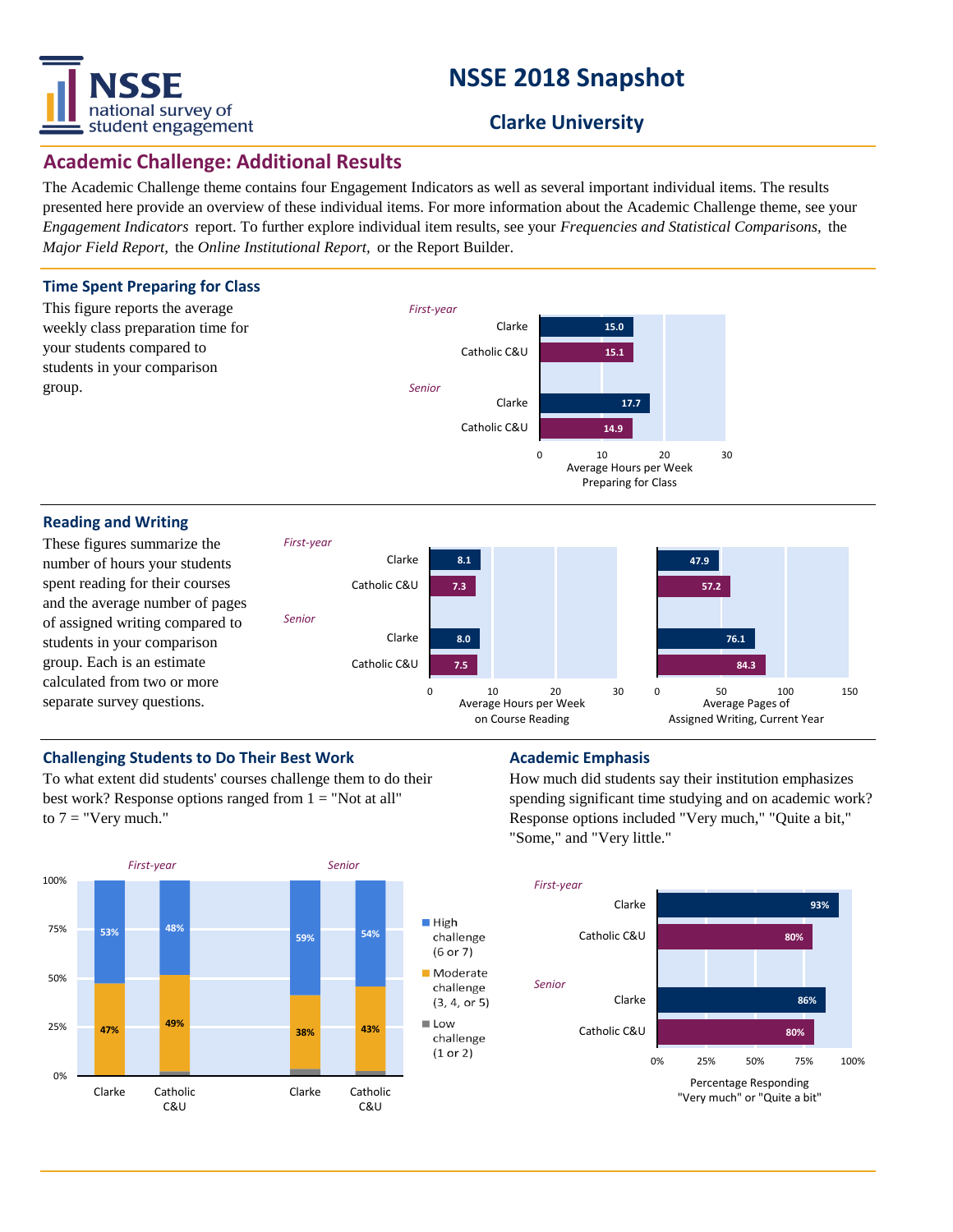# NSSE 2018 Snapshot

## Clarke University

## Academic Challenge: Additional Results

The Academic Challenge theme contains four Engagement Indicators as well as several important individual items. The results presented here provide an overview of these individual items. For more information about the Academic Challenge theme, see your *Engagement Indicators* report. To further explore individual item results, see your *Frequencies and Statistical Comparisons,* the *Major Field Report,* the *Online Institutional Report,* or the Report Builder.

### Time Spent Preparing for Class

This figure reports the average weekly class preparation time for your students compared to students in your comparison group.

| | | Average Hours per Week Preparing for Class |
|---|---|---|
| *First-year* | Clarke | 15.0 |
| | Catholic C&U | 15.1 |
| *Senior* | Clarke | 17.7 |
| | Catholic C&U | 14.9 |

### Reading and Writing

These figures summarize the number of hours your students spent reading for their courses and the average number of pages of assigned writing compared to students in your comparison group. Each is an estimate calculated from two or more separate survey questions.

| | | Average Hours per Week on Course Reading | Average Pages of Assigned Writing, Current Year |
|---|---|---|---|
| *First-year* | Clarke | 8.1 | 47.9 |
| | Catholic C&U | 7.3 | 57.2 |
| *Senior* | Clarke | 8.0 | 76.1 |
| | Catholic C&U | 7.5 | 84.3 |

### Challenging Students to Do Their Best Work

To what extent did students' courses challenge them to do their best work? Response options ranged from 1 = "Not at all" to 7 = "Very much."

| | | High challenge (6 or 7) | Moderate challenge (3, 4, or 5) |
|---|---|---|---|
| *First-year* | Clarke | 53% | 47% |
| | Catholic C&U | 48% | 49% |
| *Senior* | Clarke | 59% | 38% |
| | Catholic C&U | 54% | 43% |

Low challenge (1 or 2)

### Academic Emphasis

How much did students say their institution emphasizes spending significant time studying and on academic work? Response options included "Very much," "Quite a bit," "Some," and "Very little."

| | | Percentage Responding "Very much" or "Quite a bit" |
|---|---|---|
| *First-year* | Clarke | 93% |
| | Catholic C&U | 80% |
| *Senior* | Clarke | 86% |
| | Catholic C&U | 80% |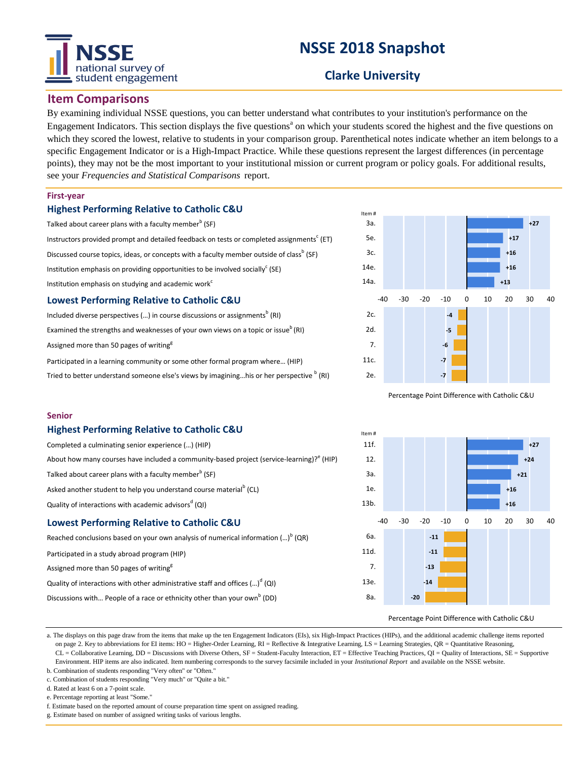# NSSE 2018 Snapshot

## Clarke University

## Item Comparisons

By examining individual NSSE questions, you can better understand what contributes to your institution's performance on the Engagement Indicators. This section displays the five questions[a] on which your students scored the highest and the five questions on which they scored the lowest, relative to students in your comparison group. Parenthetical notes indicate whether an item belongs to a specific Engagement Indicator or is a High-Impact Practice. While these questions represent the largest differences (in percentage points), they may not be the most important to your institutional mission or current program or policy goals. For additional results, see your *Frequencies and Statistical Comparisons* report.

### First-year

#### Highest Performing Relative to Catholic C&U

| Item | Item # | Percentage Point Difference with Catholic C&U |
|---|---|---|
| Talked about career plans with a faculty member[b] (SF) | 3a. | +27 |
| Instructors provided prompt and detailed feedback on tests or completed assignments[c] (ET) | 5e. | +17 |
| Discussed course topics, ideas, or concepts with a faculty member outside of class[b] (SF) | 3c. | +16 |
| Institution emphasis on providing opportunities to be involved socially[c] (SE) | 14e. | +16 |
| Institution emphasis on studying and academic work[c] | 14a. | +13 |

#### Lowest Performing Relative to Catholic C&U

| Item | Item # | Percentage Point Difference with Catholic C&U |
|---|---|---|
| Included diverse perspectives (...) in course discussions or assignments[b] (RI) | 2c. | -4 |
| Examined the strengths and weaknesses of your own views on a topic or issue[b] (RI) | 2d. | -5 |
| Assigned more than 50 pages of writing[g] | 7. | -6 |
| Participated in a learning community or some other formal program where... (HIP) | 11c. | -7 |
| Tried to better understand someone else's views by imagining...his or her perspective[b] (RI) | 2e. | -7 |

### Senior

#### Highest Performing Relative to Catholic C&U

| Item | Item # | Percentage Point Difference with Catholic C&U |
|---|---|---|
| Completed a culminating senior experience (...) (HIP) | 11f. | +27 |
| About how many courses have included a community-based project (service-learning)?[e] (HIP) | 12. | +24 |
| Talked about career plans with a faculty member[b] (SF) | 3a. | +21 |
| Asked another student to help you understand course material[b] (CL) | 1e. | +16 |
| Quality of interactions with academic advisors[d] (QI) | 13b. | +16 |

#### Lowest Performing Relative to Catholic C&U

| Item | Item # | Percentage Point Difference with Catholic C&U |
|---|---|---|
| Reached conclusions based on your own analysis of numerical information (...)[b] (QR) | 6a. | -11 |
| Participated in a study abroad program (HIP) | 11d. | -11 |
| Assigned more than 50 pages of writing[g] | 7. | -13 |
| Quality of interactions with other administrative staff and offices (...)[d] (QI) | 13e. | -14 |
| Discussions with... People of a race or ethnicity other than your own[b] (DD) | 8a. | -20 |

a. The displays on this page draw from the items that make up the ten Engagement Indicators (EIs), six High-Impact Practices (HIPs), and the additional academic challenge items reported on page 2. Key to abbreviations for EI items: HO = Higher-Order Learning, RI = Reflective & Integrative Learning, LS = Learning Strategies, QR = Quantitative Reasoning, CL = Collaborative Learning, DD = Discussions with Diverse Others, SF = Student-Faculty Interaction, ET = Effective Teaching Practices, QI = Quality of Interactions, SE = Supportive Environment. HIP items are also indicated. Item numbering corresponds to the survey facsimile included in your *Institutional Report* and available on the NSSE website.

b. Combination of students responding "Very often" or "Often."

c. Combination of students responding "Very much" or "Quite a bit."

d. Rated at least 6 on a 7-point scale.

e. Percentage reporting at least "Some."

f. Estimate based on the reported amount of course preparation time spent on assigned reading.

g. Estimate based on number of assigned writing tasks of various lengths.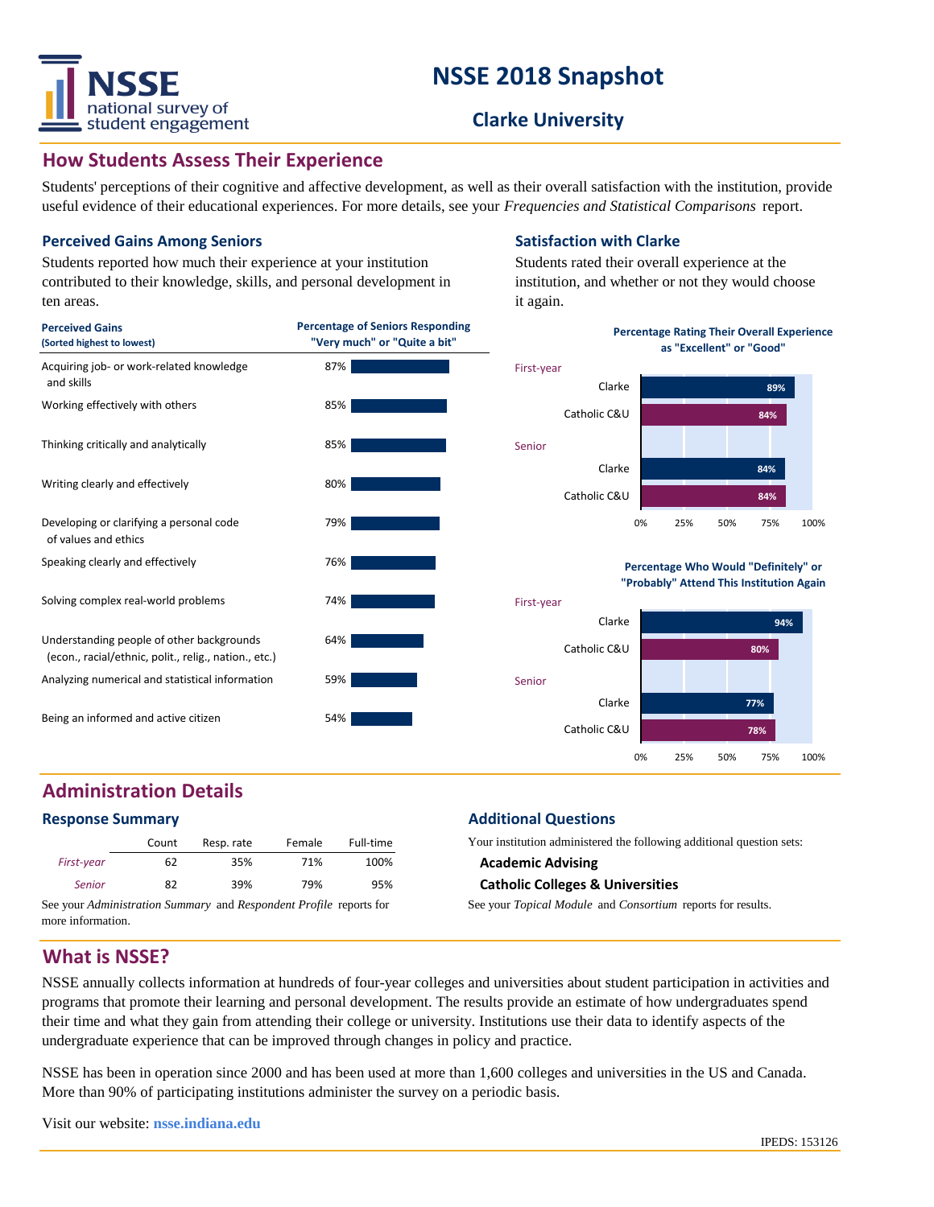# NSSE 2018 Snapshot

## Clarke University

## How Students Assess Their Experience

Students' perceptions of their cognitive and affective development, as well as their overall satisfaction with the institution, provide useful evidence of their educational experiences. For more details, see your *Frequencies and Statistical Comparisons* report.

### Perceived Gains Among Seniors

Students reported how much their experience at your institution contributed to their knowledge, skills, and personal development in ten areas.

Perceived Gains (Sorted highest to lowest)
Percentage of Seniors Responding "Very much" or "Quite a bit"

Acquiring job- or work-related knowledge and skills 87%
Working effectively with others 85%
Thinking critically and analytically 85%
Writing clearly and effectively 80%
Developing or clarifying a personal code of values and ethics 79%
Speaking clearly and effectively 76%
Solving complex real-world problems 74%
Understanding people of other backgrounds (econ., racial/ethnic, polit., relig., nation., etc.) 64%
Analyzing numerical and statistical information 59%
Being an informed and active citizen 54%

### Satisfaction with Clarke

Students rated their overall experience at the institution, and whether or not they would choose it again.

Percentage Rating Their Overall Experience as "Excellent" or "Good"

First-year
Clarke 89%
Catholic C&U 84%
Senior
Clarke 84%
Catholic C&U 84%

0% 25% 50% 75% 100%

Percentage Who Would "Definitely" or "Probably" Attend This Institution Again

First-year
Clarke 94%
Catholic C&U 80%
Senior
Clarke 77%
Catholic C&U 78%

0% 25% 50% 75% 100%

## Administration Details

### Response Summary

| | Count | Resp. rate | Female | Full-time |
|---|---|---|---|---|
| *First-year* | 62 | 35% | 71% | 100% |
| *Senior* | 82 | 39% | 79% | 95% |

See your *Administration Summary* and *Respondent Profile* reports for more information.

### Additional Questions

Your institution administered the following additional question sets:

**Academic Advising**

**Catholic Colleges & Universities**

See your *Topical Module* and *Consortium* reports for results.

## What is NSSE?

NSSE annually collects information at hundreds of four-year colleges and universities about student participation in activities and programs that promote their learning and personal development. The results provide an estimate of how undergraduates spend their time and what they gain from attending their college or university. Institutions use their data to identify aspects of the undergraduate experience that can be improved through changes in policy and practice.

NSSE has been in operation since 2000 and has been used at more than 1,600 colleges and universities in the US and Canada. More than 90% of participating institutions administer the survey on a periodic basis.

Visit our website: **nsse.indiana.edu**

IPEDS: 153126